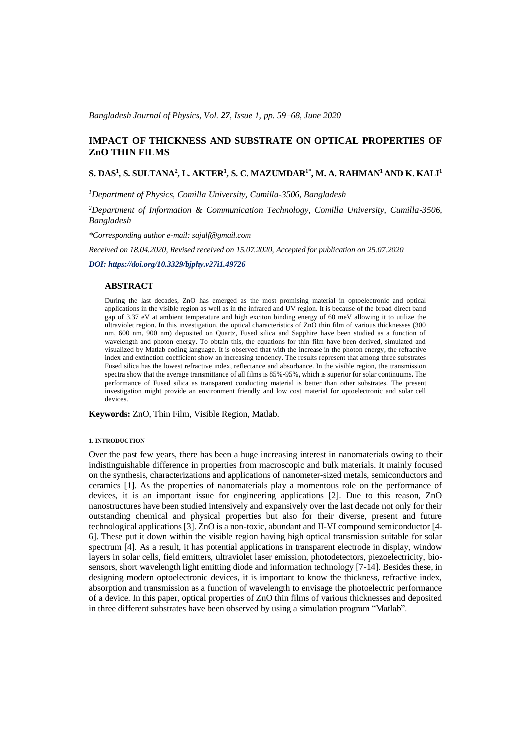# IMPACT OF THICKNESS AND SUBSTRATE ON OPTICAL PROPERTIES OF ZnO THIN FILMS

**S. DAS[1], S. SULTANA[2], L. AKTER[1], S. C. MAZUMDAR[1*], M. A. RAHMAN[1] AND K. KALI[1]**

[1] *Department of Physics, Comilla University, Cumilla-3506, Bangladesh*

[2] *Department of Information & Communication Technology, Comilla University, Cumilla-3506, Bangladesh*

*\*Corresponding author e-mail: sajalf@gmail.com*

*Received on 18.04.2020, Revised received on 15.07.2020, Accepted for publication on 25.07.2020*

***DOI: https://doi.org/10.3329/bjphy.v27i1.49726***

## ABSTRACT

During the last decades, ZnO has emerged as the most promising material in optoelectronic and optical applications in the visible region as well as in the infrared and UV region. It is because of the broad direct band gap of 3.37 eV at ambient temperature and high exciton binding energy of 60 meV allowing it to utilize the ultraviolet region. In this investigation, the optical characteristics of ZnO thin film of various thicknesses (300 nm, 600 nm, 900 nm) deposited on Quartz, Fused silica and Sapphire have been studied as a function of wavelength and photon energy. To obtain this, the equations for thin film have been derived, simulated and visualized by Matlab coding language. It is observed that with the increase in the photon energy, the refractive index and extinction coefficient show an increasing tendency. The results represent that among three substrates Fused silica has the lowest refractive index, reflectance and absorbance. In the visible region, the transmission spectra show that the average transmittance of all films is 85%-95%, which is superior for solar continuums. The performance of Fused silica as transparent conducting material is better than other substrates. The present investigation might provide an environment friendly and low cost material for optoelectronic and solar cell devices.

**Keywords:** ZnO, Thin Film, Visible Region, Matlab.

## 1. INTRODUCTION

Over the past few years, there has been a huge increasing interest in nanomaterials owing to their indistinguishable difference in properties from macroscopic and bulk materials. It mainly focused on the synthesis, characterizations and applications of nanometer-sized metals, semiconductors and ceramics [1]. As the properties of nanomaterials play a momentous role on the performance of devices, it is an important issue for engineering applications [2]. Due to this reason, ZnO nanostructures have been studied intensively and expansively over the last decade not only for their outstanding chemical and physical properties but also for their diverse, present and future technological applications [3]. ZnO is a non-toxic, abundant and II-VI compound semiconductor [4-6]. These put it down within the visible region having high optical transmission suitable for solar spectrum [4]. As a result, it has potential applications in transparent electrode in display, window layers in solar cells, field emitters, ultraviolet laser emission, photodetectors, piezoelectricity, bio-sensors, short wavelength light emitting diode and information technology [7-14]. Besides these, in designing modern optoelectronic devices, it is important to know the thickness, refractive index, absorption and transmission as a function of wavelength to envisage the photoelectric performance of a device. In this paper, optical properties of ZnO thin films of various thicknesses and deposited in three different substrates have been observed by using a simulation program "Matlab".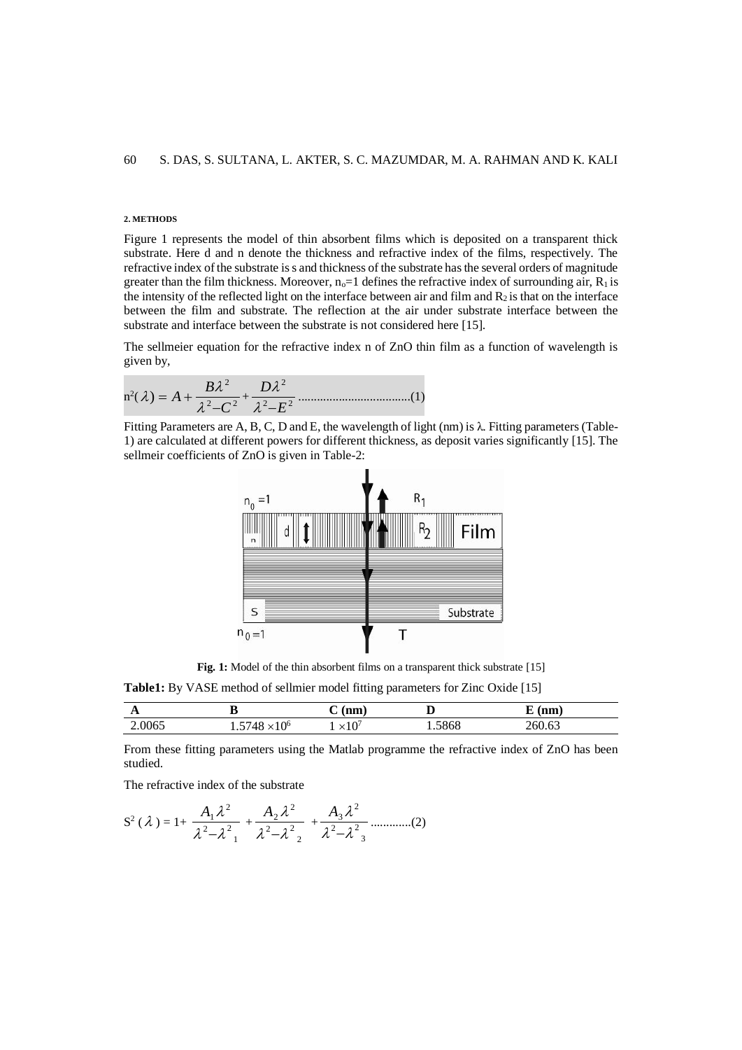## 2. METHODS

Figure 1 represents the model of thin absorbent films which is deposited on a transparent thick substrate. Here d and n denote the thickness and refractive index of the films, respectively. The refractive index of the substrate is s and thickness of the substrate has the several orders of magnitude greater than the film thickness. Moreover, $n_o$=1 defines the refractive index of surrounding air, $R_1$ is the intensity of the reflected light on the interface between air and film and $R_2$ is that on the interface between the film and substrate. The reflection at the air under substrate interface between the substrate and interface between the substrate is not considered here [15].

The sellmeier equation for the refractive index n of ZnO thin film as a function of wavelength is given by,

$$n^2(\lambda) = A + \frac{B\lambda^2}{\lambda^2 - C^2} + \frac{D\lambda^2}{\lambda^2 - E^2} \quad \text{.................................(1)}$$

Fitting Parameters are A, B, C, D and E, the wavelength of light (nm) is λ. Fitting parameters (Table-1) are calculated at different powers for different thickness, as deposit varies significantly [15]. The sellmeir coefficients of ZnO is given in Table-2:

**Fig. 1:** Model of the thin absorbent films on a transparent thick substrate [15]

**Table1:** By VASE method of sellmier model fitting parameters for Zinc Oxide [15]

| A | B | C (nm) | D | E (nm) |
|---|---|---|---|---|
| 2.0065 | $1.5748 \times 10^6$ | $1 \times 10^7$ | 1.5868 | 260.63 |

From these fitting parameters using the Matlab programme the refractive index of ZnO has been studied.

The refractive index of the substrate

$$S^2(\lambda) = 1 + \frac{A_1\lambda^2}{\lambda^2 - \lambda_1^2} + \frac{A_2\lambda^2}{\lambda^2 - \lambda_2^2} + \frac{A_3\lambda^2}{\lambda^2 - \lambda_3^2} \quad \text{.............(2)}$$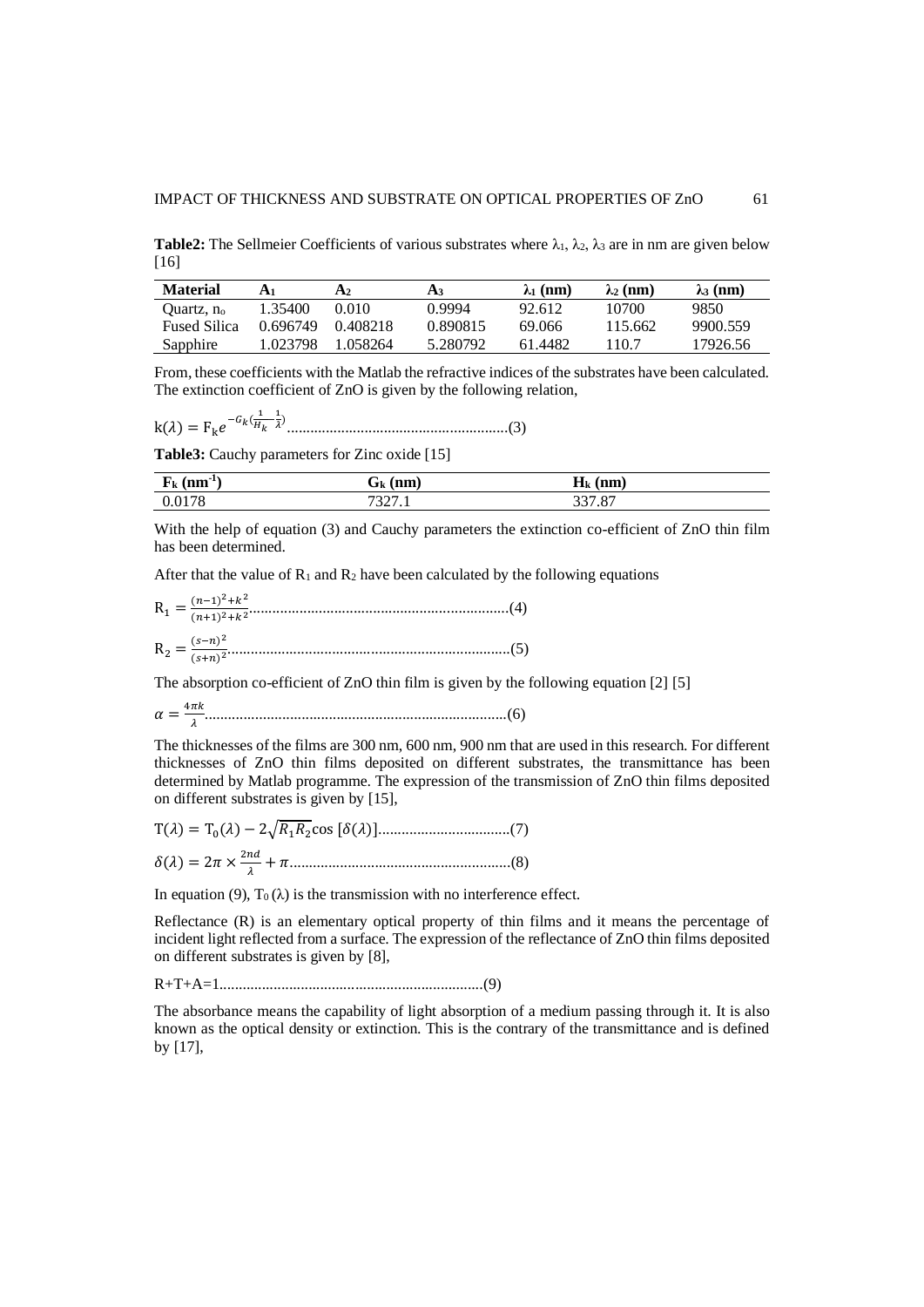**Table2:** The Sellmeier Coefficients of various substrates where $\lambda_1$, $\lambda_2$, $\lambda_3$ are in nm are given below [16]

| Material | $A_1$ | $A_2$ | $A_3$ | $\lambda_1$ (nm) | $\lambda_2$ (nm) | $\lambda_3$ (nm) |
|---|---|---|---|---|---|---|
| Quartz, $n_o$ | 1.35400 | 0.010 | 0.9994 | 92.612 | 10700 | 9850 |
| Fused Silica | 0.696749 | 0.408218 | 0.890815 | 69.066 | 115.662 | 9900.559 |
| Sapphire | 1.023798 | 1.058264 | 5.280792 | 61.4482 | 110.7 | 17926.56 |

From, these coefficients with the Matlab the refractive indices of the substrates have been calculated. The extinction coefficient of ZnO is given by the following relation,

$$k(\lambda) = F_k e^{-G_k\left(\frac{1}{H_k}-\frac{1}{\lambda}\right)} \quad (3)$$

**Table3:** Cauchy parameters for Zinc oxide [15]

| $F_k$ (nm$^{-1}$) | $G_k$ (nm) | $H_k$ (nm) |
|---|---|---|
| 0.0178 | 7327.1 | 337.87 |

With the help of equation (3) and Cauchy parameters the extinction co-efficient of ZnO thin film has been determined.

After that the value of $R_1$ and $R_2$ have been calculated by the following equations

$$R_1 = \frac{(n-1)^2+k^2}{(n+1)^2+k^2} \quad (4)$$

$$R_2 = \frac{(s-n)^2}{(s+n)^2} \quad (5)$$

The absorption co-efficient of ZnO thin film is given by the following equation [2] [5]

$$\alpha = \frac{4\pi k}{\lambda} \quad (6)$$

The thicknesses of the films are 300 nm, 600 nm, 900 nm that are used in this research. For different thicknesses of ZnO thin films deposited on different substrates, the transmittance has been determined by Matlab programme. The expression of the transmission of ZnO thin films deposited on different substrates is given by [15],

$$T(\lambda) = T_0(\lambda) - 2\sqrt{R_1 R_2}\cos\,[\delta(\lambda)] \quad (7)$$

$$\delta(\lambda) = 2\pi \times \frac{2nd}{\lambda} + \pi \quad (8)$$

In equation (9), $T_0(\lambda)$ is the transmission with no interference effect.

Reflectance (R) is an elementary optical property of thin films and it means the percentage of incident light reflected from a surface. The expression of the reflectance of ZnO thin films deposited on different substrates is given by [8],

$$R+T+A=1 \quad (9)$$

The absorbance means the capability of light absorption of a medium passing through it. It is also known as the optical density or extinction. This is the contrary of the transmittance and is defined by [17],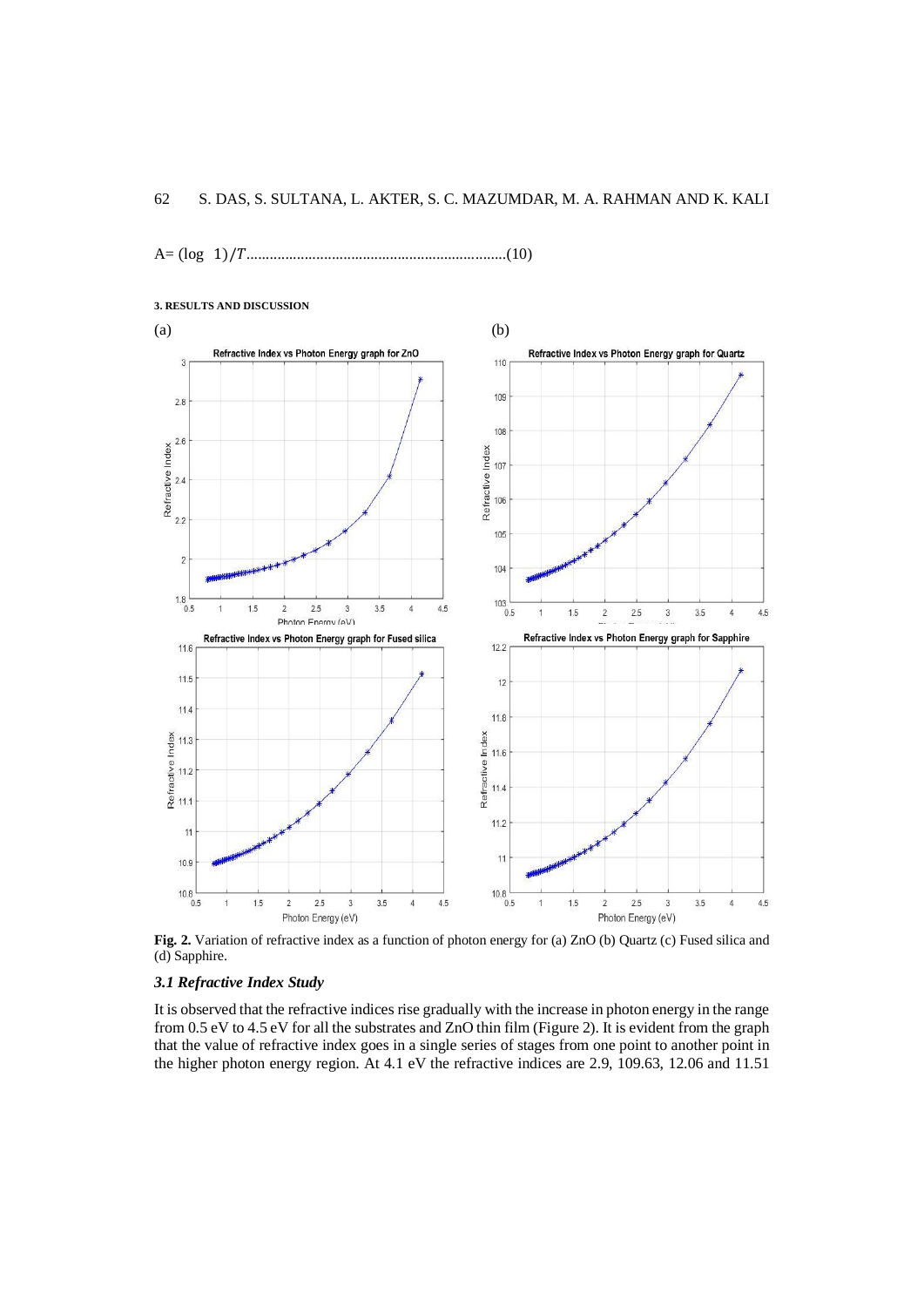$A = (\log\ 1)/T$....................................................................(10)

#### 3. RESULTS AND DISCUSSION

Fig. 2. Variation of refractive index as a function of photon energy for (a) ZnO (b) Quartz (c) Fused silica and (d) Sapphire.

### *3.1 Refractive Index Study*

It is observed that the refractive indices rise gradually with the increase in photon energy in the range from 0.5 eV to 4.5 eV for all the substrates and ZnO thin film (Figure 2). It is evident from the graph that the value of refractive index goes in a single series of stages from one point to another point in the higher photon energy region. At 4.1 eV the refractive indices are 2.9, 109.63, 12.06 and 11.51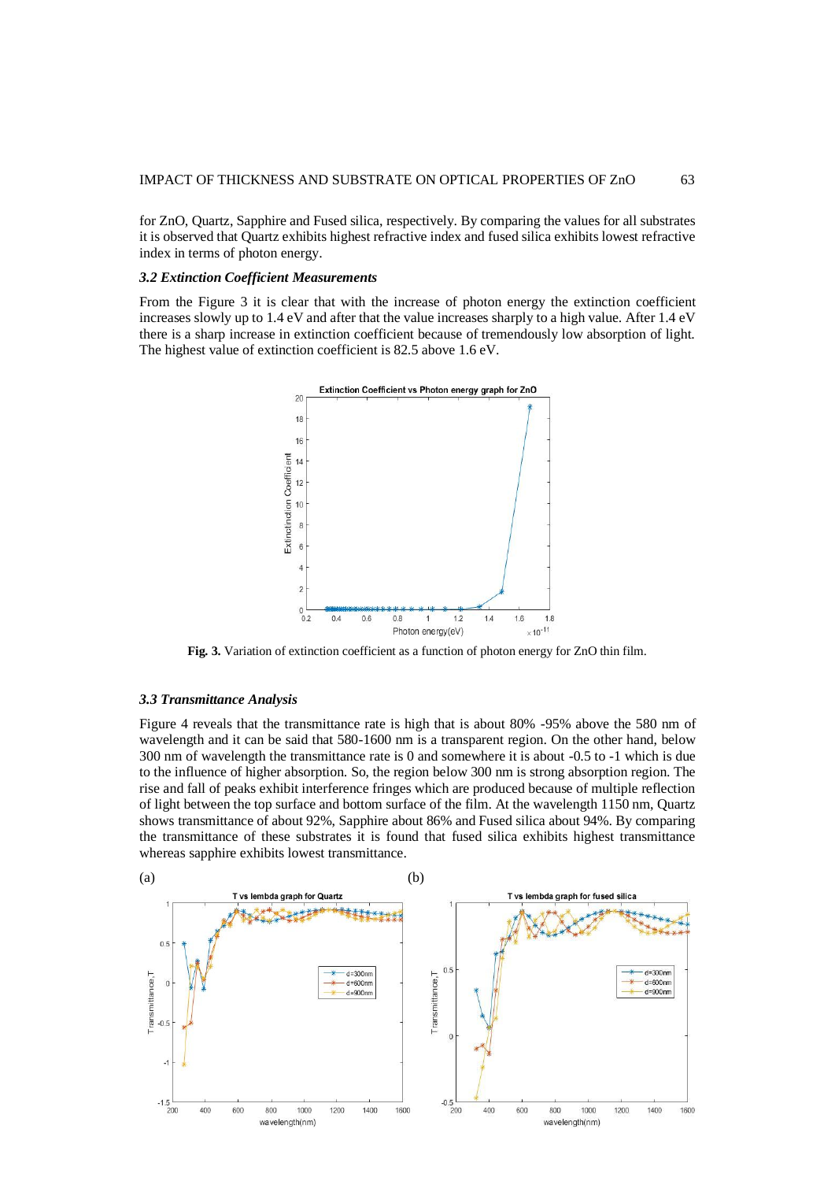for ZnO, Quartz, Sapphire and Fused silica, respectively. By comparing the values for all substrates it is observed that Quartz exhibits highest refractive index and fused silica exhibits lowest refractive index in terms of photon energy.

### *3.2 Extinction Coefficient Measurements*

From the Figure 3 it is clear that with the increase of photon energy the extinction coefficient increases slowly up to 1.4 eV and after that the value increases sharply to a high value. After 1.4 eV there is a sharp increase in extinction coefficient because of tremendously low absorption of light. The highest value of extinction coefficient is 82.5 above 1.6 eV.

**Fig. 3.** Variation of extinction coefficient as a function of photon energy for ZnO thin film.

### *3.3 Transmittance Analysis*

Figure 4 reveals that the transmittance rate is high that is about 80% -95% above the 580 nm of wavelength and it can be said that 580-1600 nm is a transparent region. On the other hand, below 300 nm of wavelength the transmittance rate is 0 and somewhere it is about -0.5 to -1 which is due to the influence of higher absorption. So, the region below 300 nm is strong absorption region. The rise and fall of peaks exhibit interference fringes which are produced because of multiple reflection of light between the top surface and bottom surface of the film. At the wavelength 1150 nm, Quartz shows transmittance of about 92%, Sapphire about 86% and Fused silica about 94%. By comparing the transmittance of these substrates it is found that fused silica exhibits highest transmittance whereas sapphire exhibits lowest transmittance.

(a) (b)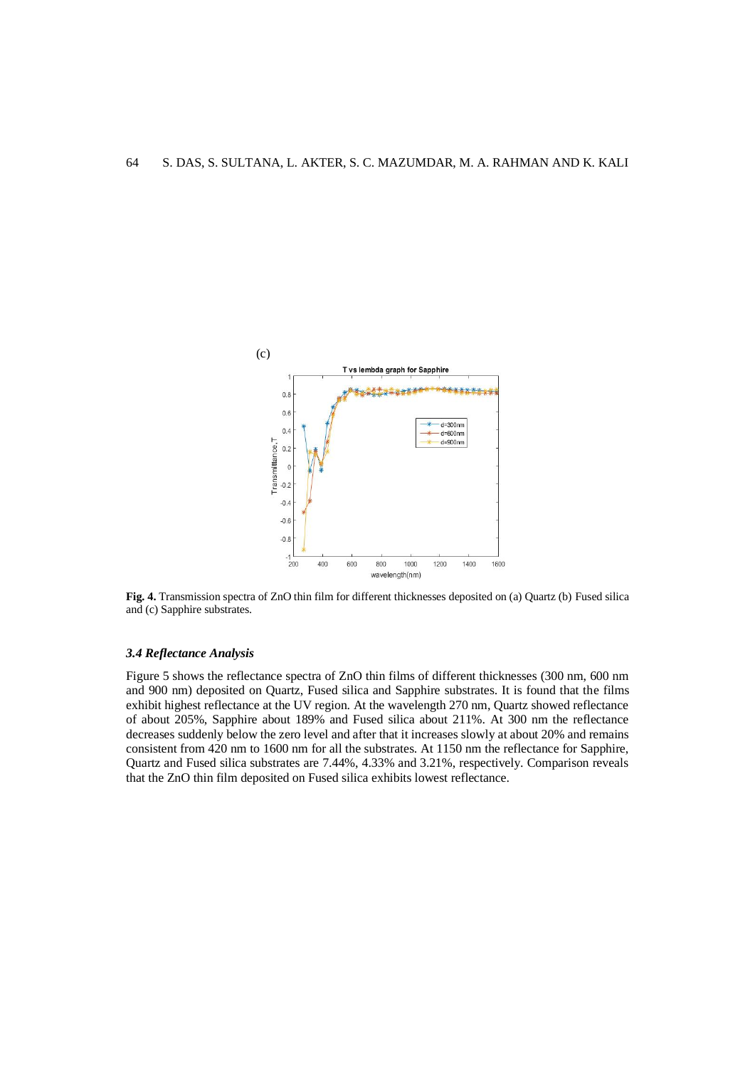(c)

**Fig. 4.** Transmission spectra of ZnO thin film for different thicknesses deposited on (a) Quartz (b) Fused silica and (c) Sapphire substrates.

### *3.4 Reflectance Analysis*

Figure 5 shows the reflectance spectra of ZnO thin films of different thicknesses (300 nm, 600 nm and 900 nm) deposited on Quartz, Fused silica and Sapphire substrates. It is found that the films exhibit highest reflectance at the UV region. At the wavelength 270 nm, Quartz showed reflectance of about 205%, Sapphire about 189% and Fused silica about 211%. At 300 nm the reflectance decreases suddenly below the zero level and after that it increases slowly at about 20% and remains consistent from 420 nm to 1600 nm for all the substrates. At 1150 nm the reflectance for Sapphire, Quartz and Fused silica substrates are 7.44%, 4.33% and 3.21%, respectively. Comparison reveals that the ZnO thin film deposited on Fused silica exhibits lowest reflectance.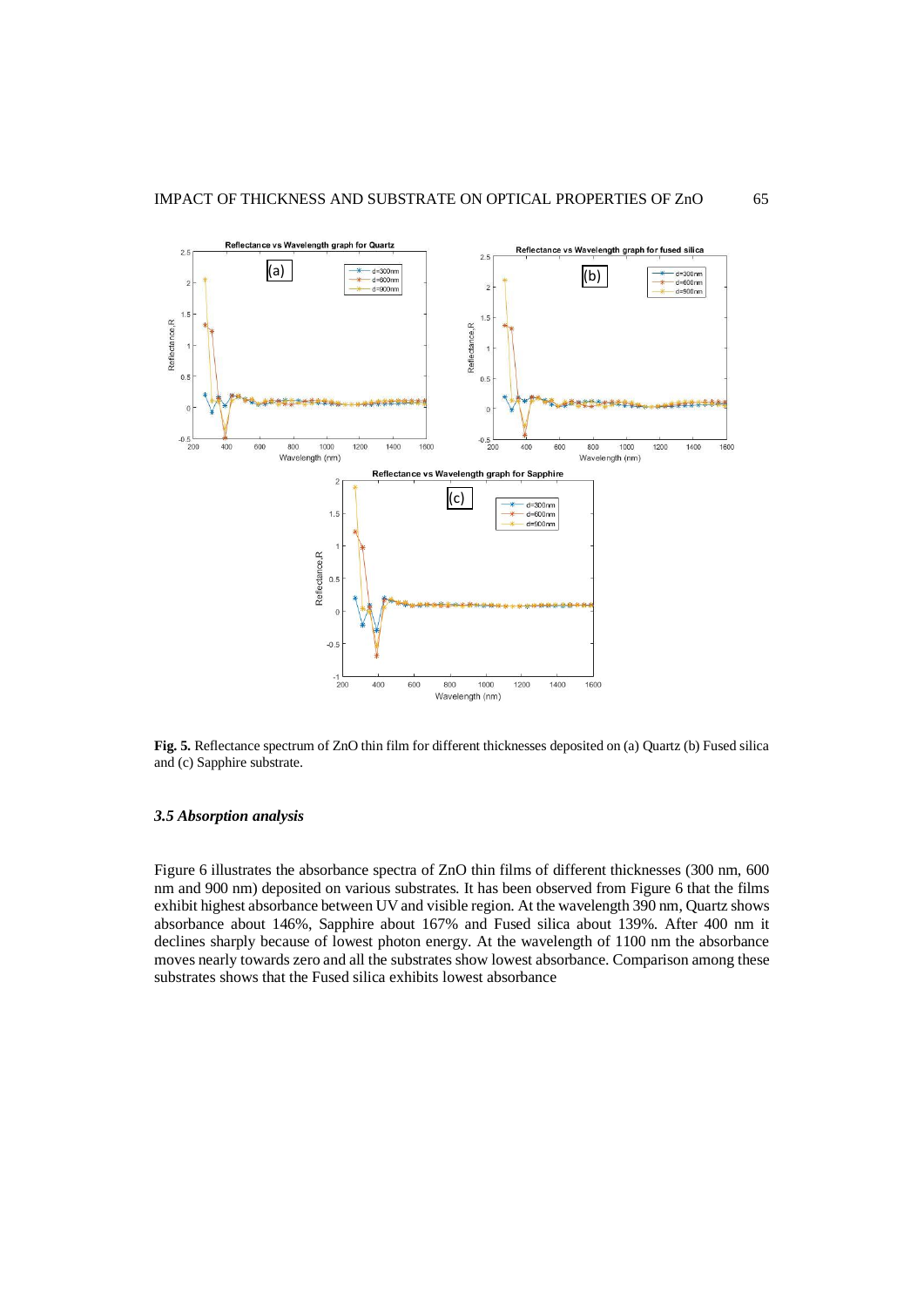**Fig. 5.** Reflectance spectrum of ZnO thin film for different thicknesses deposited on (a) Quartz (b) Fused silica and (c) Sapphire substrate.

### *3.5 Absorption analysis*

Figure 6 illustrates the absorbance spectra of ZnO thin films of different thicknesses (300 nm, 600 nm and 900 nm) deposited on various substrates. It has been observed from Figure 6 that the films exhibit highest absorbance between UV and visible region. At the wavelength 390 nm, Quartz shows absorbance about 146%, Sapphire about 167% and Fused silica about 139%. After 400 nm it declines sharply because of lowest photon energy. At the wavelength of 1100 nm the absorbance moves nearly towards zero and all the substrates show lowest absorbance. Comparison among these substrates shows that the Fused silica exhibits lowest absorbance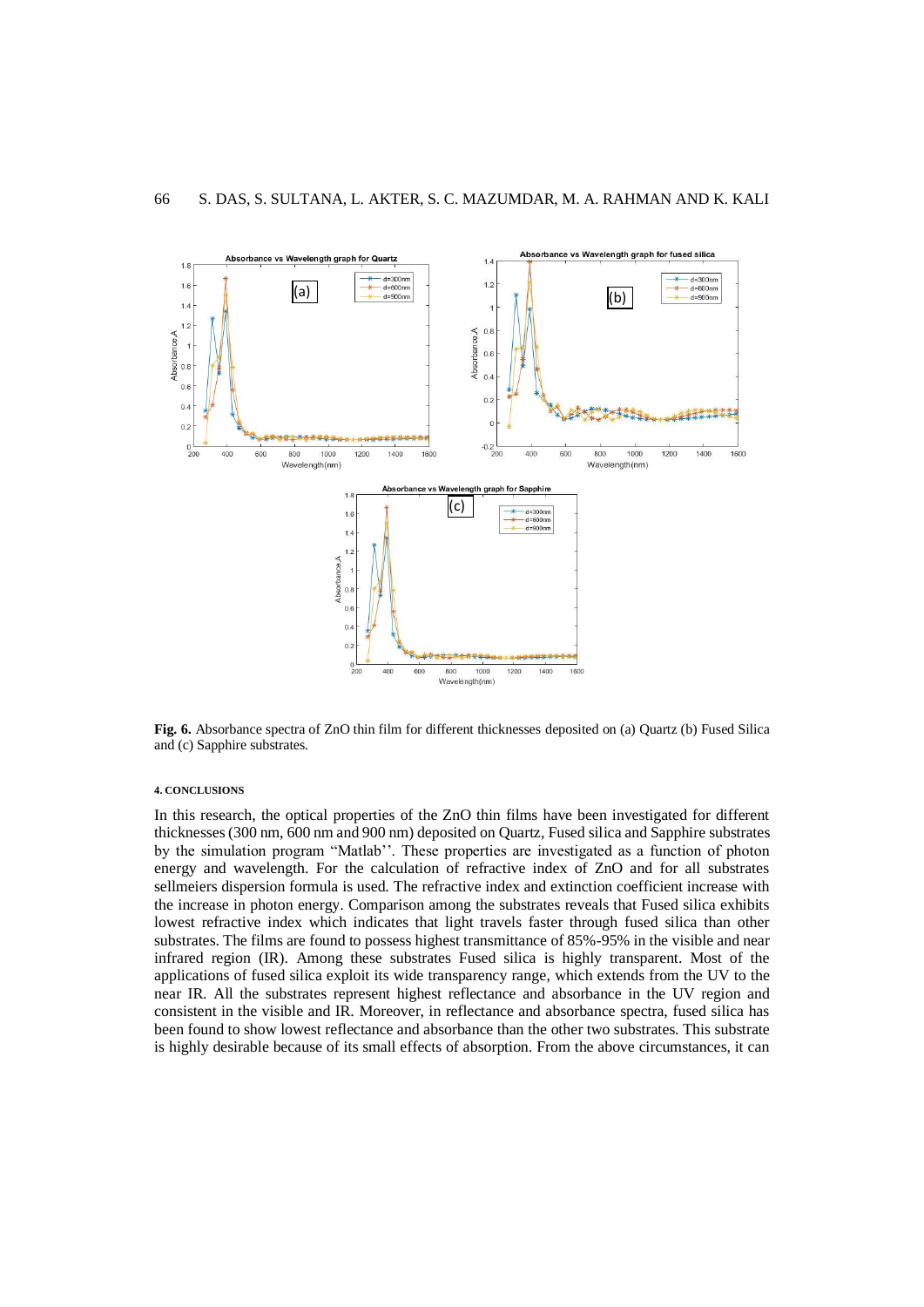**Fig. 6.** Absorbance spectra of ZnO thin film for different thicknesses deposited on (a) Quartz (b) Fused Silica and (c) Sapphire substrates.

#### 4. CONCLUSIONS

In this research, the optical properties of the ZnO thin films have been investigated for different thicknesses (300 nm, 600 nm and 900 nm) deposited on Quartz, Fused silica and Sapphire substrates by the simulation program "Matlab''. These properties are investigated as a function of photon energy and wavelength. For the calculation of refractive index of ZnO and for all substrates sellmeiers dispersion formula is used. The refractive index and extinction coefficient increase with the increase in photon energy. Comparison among the substrates reveals that Fused silica exhibits lowest refractive index which indicates that light travels faster through fused silica than other substrates. The films are found to possess highest transmittance of 85%-95% in the visible and near infrared region (IR). Among these substrates Fused silica is highly transparent. Most of the applications of fused silica exploit its wide transparency range, which extends from the UV to the near IR. All the substrates represent highest reflectance and absorbance in the UV region and consistent in the visible and IR. Moreover, in reflectance and absorbance spectra, fused silica has been found to show lowest reflectance and absorbance than the other two substrates. This substrate is highly desirable because of its small effects of absorption. From the above circumstances, it can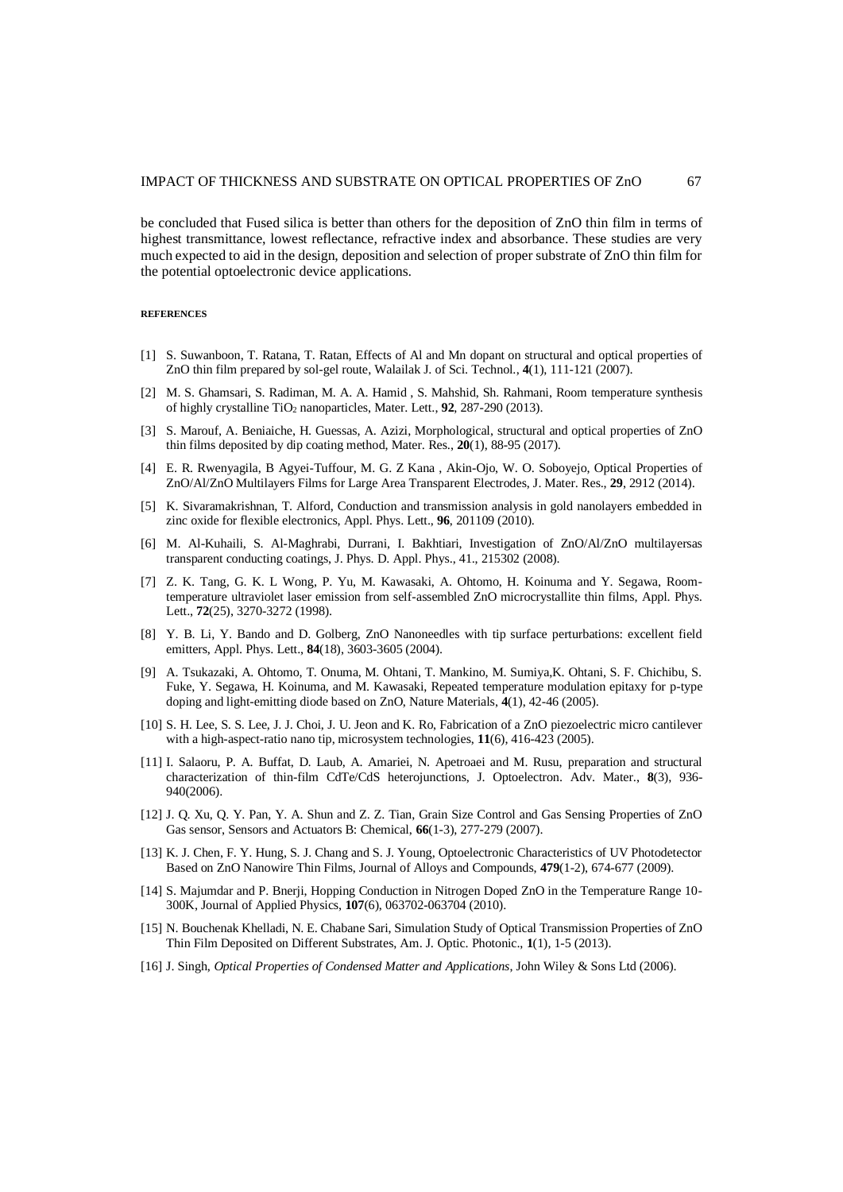be concluded that Fused silica is better than others for the deposition of ZnO thin film in terms of highest transmittance, lowest reflectance, refractive index and absorbance. These studies are very much expected to aid in the design, deposition and selection of proper substrate of ZnO thin film for the potential optoelectronic device applications.

#### REFERENCES

[1] S. Suwanboon, T. Ratana, T. Ratan, Effects of Al and Mn dopant on structural and optical properties of ZnO thin film prepared by sol-gel route, Walailak J. of Sci. Technol., **4**(1), 111-121 (2007).

[2] M. S. Ghamsari, S. Radiman, M. A. A. Hamid , S. Mahshid, Sh. Rahmani, Room temperature synthesis of highly crystalline $TiO_2$ nanoparticles, Mater. Lett., **92**, 287-290 (2013).

[3] S. Marouf, A. Beniaiche, H. Guessas, A. Azizi, Morphological, structural and optical properties of ZnO thin films deposited by dip coating method, Mater. Res., **20**(1), 88-95 (2017).

[4] E. R. Rwenyagila, B Agyei-Tuffour, M. G. Z Kana , Akin-Ojo, W. O. Soboyejo, Optical Properties of ZnO/Al/ZnO Multilayers Films for Large Area Transparent Electrodes, J. Mater. Res., **29**, 2912 (2014).

[5] K. Sivaramakrishnan, T. Alford, Conduction and transmission analysis in gold nanolayers embedded in zinc oxide for flexible electronics, Appl. Phys. Lett., **96**, 201109 (2010).

[6] M. Al-Kuhaili, S. Al-Maghrabi, Durrani, I. Bakhtiari, Investigation of ZnO/Al/ZnO multilayersas transparent conducting coatings, J. Phys. D. Appl. Phys., 41., 215302 (2008).

[7] Z. K. Tang, G. K. L Wong, P. Yu, M. Kawasaki, A. Ohtomo, H. Koinuma and Y. Segawa, Room-temperature ultraviolet laser emission from self-assembled ZnO microcrystallite thin films, Appl. Phys. Lett., **72**(25), 3270-3272 (1998).

[8] Y. B. Li, Y. Bando and D. Golberg, ZnO Nanoneedles with tip surface perturbations: excellent field emitters, Appl. Phys. Lett., **84**(18), 3603-3605 (2004).

[9] A. Tsukazaki, A. Ohtomo, T. Onuma, M. Ohtani, T. Mankino, M. Sumiya,K. Ohtani, S. F. Chichibu, S. Fuke, Y. Segawa, H. Koinuma, and M. Kawasaki, Repeated temperature modulation epitaxy for p-type doping and light-emitting diode based on ZnO, Nature Materials, **4**(1), 42-46 (2005).

[10] S. H. Lee, S. S. Lee, J. J. Choi, J. U. Jeon and K. Ro, Fabrication of a ZnO piezoelectric micro cantilever with a high-aspect-ratio nano tip, microsystem technologies, **11**(6), 416-423 (2005).

[11] I. Salaoru, P. A. Buffat, D. Laub, A. Amariei, N. Apetroaei and M. Rusu, preparation and structural characterization of thin-film CdTe/CdS heterojunctions, J. Optoelectron. Adv. Mater., **8**(3), 936-940(2006).

[12] J. Q. Xu, Q. Y. Pan, Y. A. Shun and Z. Z. Tian, Grain Size Control and Gas Sensing Properties of ZnO Gas sensor, Sensors and Actuators B: Chemical, **66**(1-3), 277-279 (2007).

[13] K. J. Chen, F. Y. Hung, S. J. Chang and S. J. Young, Optoelectronic Characteristics of UV Photodetector Based on ZnO Nanowire Thin Films, Journal of Alloys and Compounds, **479**(1-2), 674-677 (2009).

[14] S. Majumdar and P. Bnerji, Hopping Conduction in Nitrogen Doped ZnO in the Temperature Range 10-300K, Journal of Applied Physics, **107**(6), 063702-063704 (2010).

[15] N. Bouchenak Khelladi, N. E. Chabane Sari, Simulation Study of Optical Transmission Properties of ZnO Thin Film Deposited on Different Substrates, Am. J. Optic. Photonic., **1**(1), 1-5 (2013).

[16] J. Singh, *Optical Properties of Condensed Matter and Applications*, John Wiley & Sons Ltd (2006).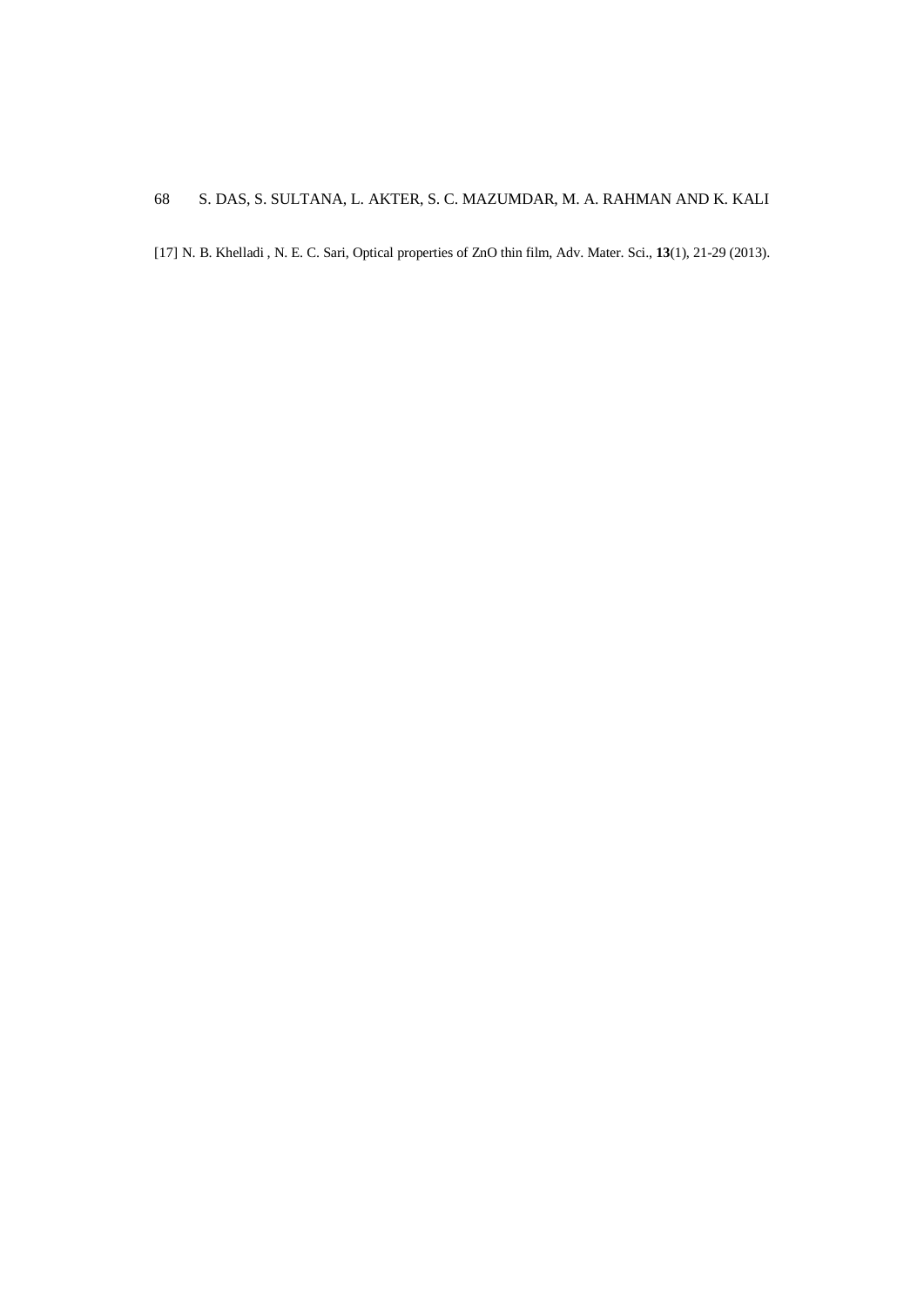[17] N. B. Khelladi , N. E. C. Sari, Optical properties of ZnO thin film, Adv. Mater. Sci., **13**(1), 21-29 (2013).